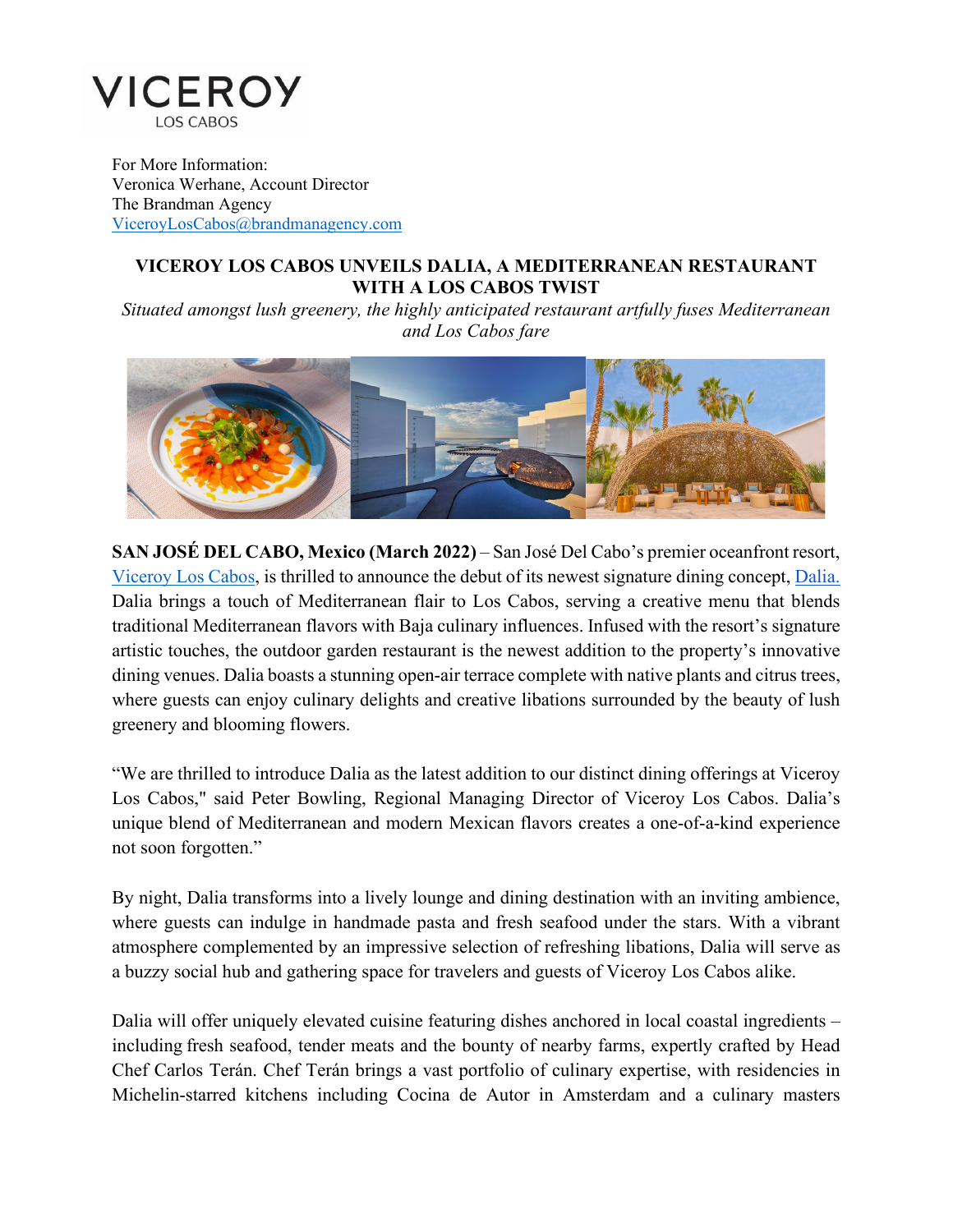VICEROY
LOS CABOS

For More Information:
Veronica Werhane, Account Director
The Brandman Agency
[ViceroyLosCabos@brandmanagency.com](mailto:ViceroyLosCabos@brandmanagency.com)

# VICEROY LOS CABOS UNVEILS DALIA, A MEDITERRANEAN RESTAURANT WITH A LOS CABOS TWIST

*Situated amongst lush greenery, the highly anticipated restaurant artfully fuses Mediterranean and Los Cabos fare*

**SAN JOSÉ DEL CABO, Mexico (March 2022)** – San José Del Cabo's premier oceanfront resort, Viceroy Los Cabos, is thrilled to announce the debut of its newest signature dining concept, Dalia. Dalia brings a touch of Mediterranean flair to Los Cabos, serving a creative menu that blends traditional Mediterranean flavors with Baja culinary influences. Infused with the resort's signature artistic touches, the outdoor garden restaurant is the newest addition to the property's innovative dining venues. Dalia boasts a stunning open-air terrace complete with native plants and citrus trees, where guests can enjoy culinary delights and creative libations surrounded by the beauty of lush greenery and blooming flowers.

"We are thrilled to introduce Dalia as the latest addition to our distinct dining offerings at Viceroy Los Cabos," said Peter Bowling, Regional Managing Director of Viceroy Los Cabos. Dalia's unique blend of Mediterranean and modern Mexican flavors creates a one-of-a-kind experience not soon forgotten."

By night, Dalia transforms into a lively lounge and dining destination with an inviting ambience, where guests can indulge in handmade pasta and fresh seafood under the stars. With a vibrant atmosphere complemented by an impressive selection of refreshing libations, Dalia will serve as a buzzy social hub and gathering space for travelers and guests of Viceroy Los Cabos alike.

Dalia will offer uniquely elevated cuisine featuring dishes anchored in local coastal ingredients – including fresh seafood, tender meats and the bounty of nearby farms, expertly crafted by Head Chef Carlos Terán. Chef Terán brings a vast portfolio of culinary expertise, with residencies in Michelin-starred kitchens including Cocina de Autor in Amsterdam and a culinary masters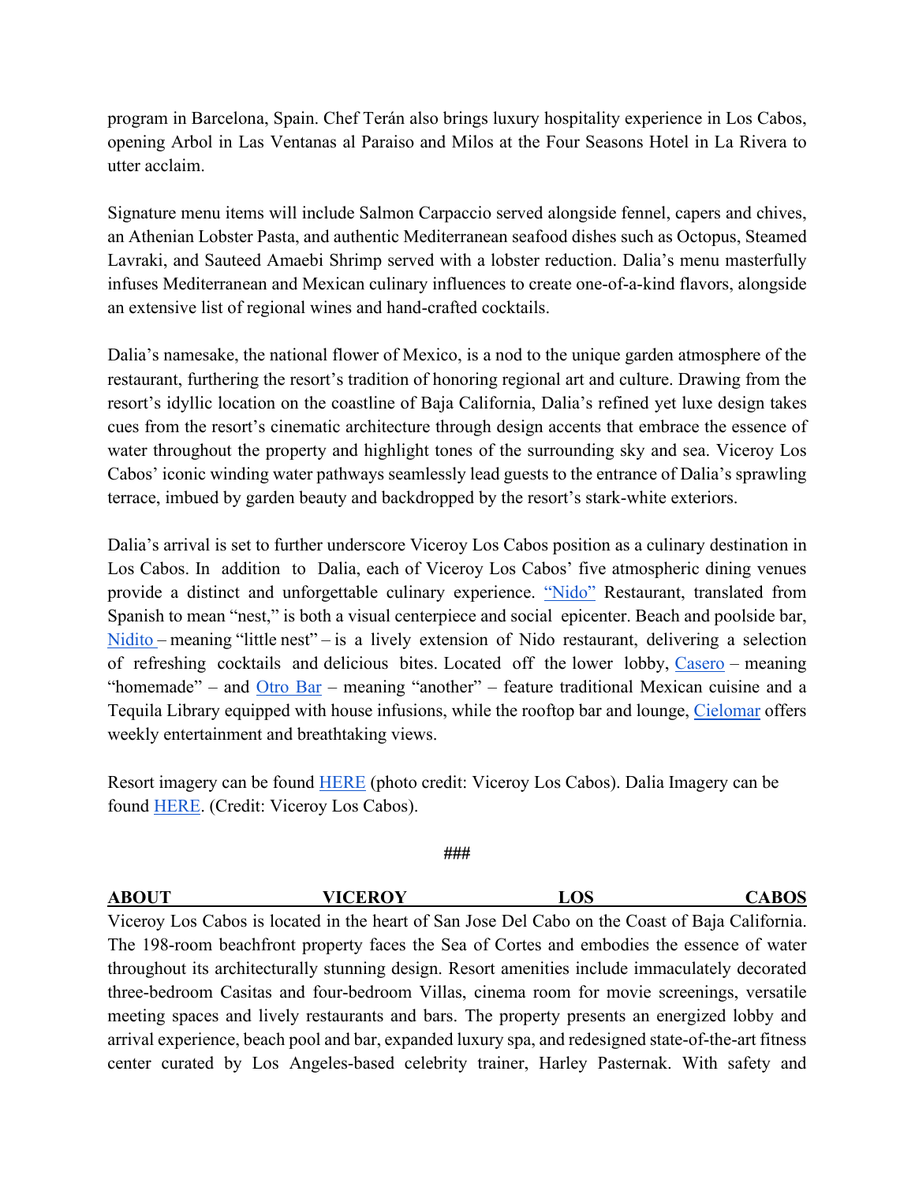program in Barcelona, Spain. Chef Terán also brings luxury hospitality experience in Los Cabos, opening Arbol in Las Ventanas al Paraiso and Milos at the Four Seasons Hotel in La Rivera to utter acclaim.

Signature menu items will include Salmon Carpaccio served alongside fennel, capers and chives, an Athenian Lobster Pasta, and authentic Mediterranean seafood dishes such as Octopus, Steamed Lavraki, and Sauteed Amaebi Shrimp served with a lobster reduction. Dalia's menu masterfully infuses Mediterranean and Mexican culinary influences to create one-of-a-kind flavors, alongside an extensive list of regional wines and hand-crafted cocktails.

Dalia's namesake, the national flower of Mexico, is a nod to the unique garden atmosphere of the restaurant, furthering the resort's tradition of honoring regional art and culture. Drawing from the resort's idyllic location on the coastline of Baja California, Dalia's refined yet luxe design takes cues from the resort's cinematic architecture through design accents that embrace the essence of water throughout the property and highlight tones of the surrounding sky and sea. Viceroy Los Cabos' iconic winding water pathways seamlessly lead guests to the entrance of Dalia's sprawling terrace, imbued by garden beauty and backdropped by the resort's stark-white exteriors.

Dalia's arrival is set to further underscore Viceroy Los Cabos position as a culinary destination in Los Cabos. In addition to Dalia, each of Viceroy Los Cabos' five atmospheric dining venues provide a distinct and unforgettable culinary experience. "Nido" Restaurant, translated from Spanish to mean "nest," is both a visual centerpiece and social epicenter. Beach and poolside bar, Nidito – meaning "little nest" – is a lively extension of Nido restaurant, delivering a selection of refreshing cocktails and delicious bites. Located off the lower lobby, Casero – meaning "homemade" – and Otro Bar – meaning "another" – feature traditional Mexican cuisine and a Tequila Library equipped with house infusions, while the rooftop bar and lounge, Cielomar offers weekly entertainment and breathtaking views.

Resort imagery can be found HERE (photo credit: Viceroy Los Cabos). Dalia Imagery can be found HERE. (Credit: Viceroy Los Cabos).

###

**ABOUT VICEROY LOS CABOS**

Viceroy Los Cabos is located in the heart of San Jose Del Cabo on the Coast of Baja California. The 198-room beachfront property faces the Sea of Cortes and embodies the essence of water throughout its architecturally stunning design. Resort amenities include immaculately decorated three-bedroom Casitas and four-bedroom Villas, cinema room for movie screenings, versatile meeting spaces and lively restaurants and bars. The property presents an energized lobby and arrival experience, beach pool and bar, expanded luxury spa, and redesigned state-of-the-art fitness center curated by Los Angeles-based celebrity trainer, Harley Pasternak. With safety and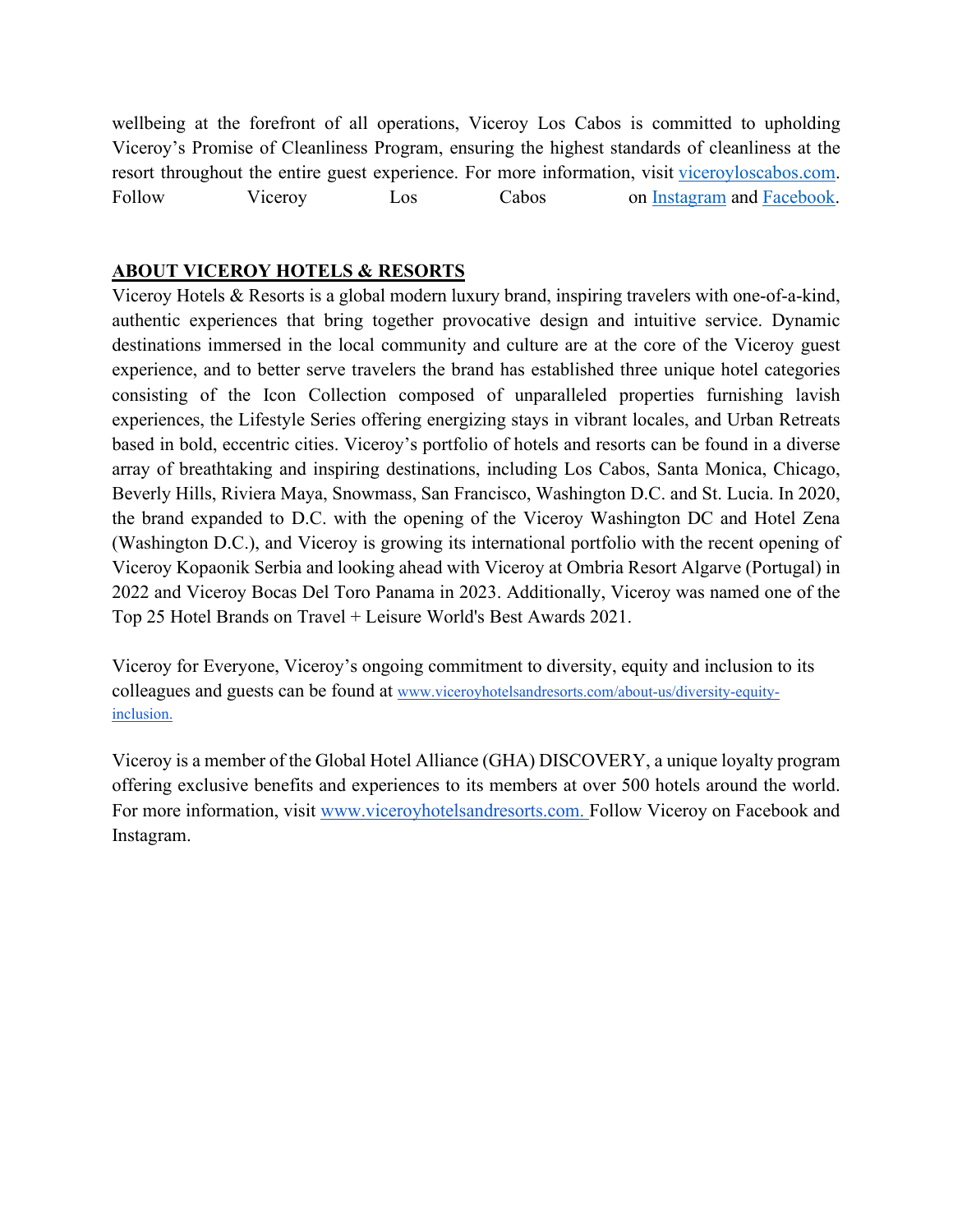wellbeing at the forefront of all operations, Viceroy Los Cabos is committed to upholding Viceroy's Promise of Cleanliness Program, ensuring the highest standards of cleanliness at the resort throughout the entire guest experience. For more information, visit [viceroyloscabos.com](viceroyloscabos.com). Follow Viceroy Los Cabos on [Instagram]() and [Facebook]().

## ABOUT VICEROY HOTELS & RESORTS

Viceroy Hotels & Resorts is a global modern luxury brand, inspiring travelers with one-of-a-kind, authentic experiences that bring together provocative design and intuitive service. Dynamic destinations immersed in the local community and culture are at the core of the Viceroy guest experience, and to better serve travelers the brand has established three unique hotel categories consisting of the Icon Collection composed of unparalleled properties furnishing lavish experiences, the Lifestyle Series offering energizing stays in vibrant locales, and Urban Retreats based in bold, eccentric cities. Viceroy's portfolio of hotels and resorts can be found in a diverse array of breathtaking and inspiring destinations, including Los Cabos, Santa Monica, Chicago, Beverly Hills, Riviera Maya, Snowmass, San Francisco, Washington D.C. and St. Lucia. In 2020, the brand expanded to D.C. with the opening of the Viceroy Washington DC and Hotel Zena (Washington D.C.), and Viceroy is growing its international portfolio with the recent opening of Viceroy Kopaonik Serbia and looking ahead with Viceroy at Ombria Resort Algarve (Portugal) in 2022 and Viceroy Bocas Del Toro Panama in 2023. Additionally, Viceroy was named one of the Top 25 Hotel Brands on Travel + Leisure World's Best Awards 2021.

Viceroy for Everyone, Viceroy's ongoing commitment to diversity, equity and inclusion to its colleagues and guests can be found at [www.viceroyhotelsandresorts.com/about-us/diversity-equity-inclusion.](www.viceroyhotelsandresorts.com/about-us/diversity-equity-inclusion)

Viceroy is a member of the Global Hotel Alliance (GHA) DISCOVERY, a unique loyalty program offering exclusive benefits and experiences to its members at over 500 hotels around the world. For more information, visit [www.viceroyhotelsandresorts.com.](www.viceroyhotelsandresorts.com) Follow Viceroy on Facebook and Instagram.